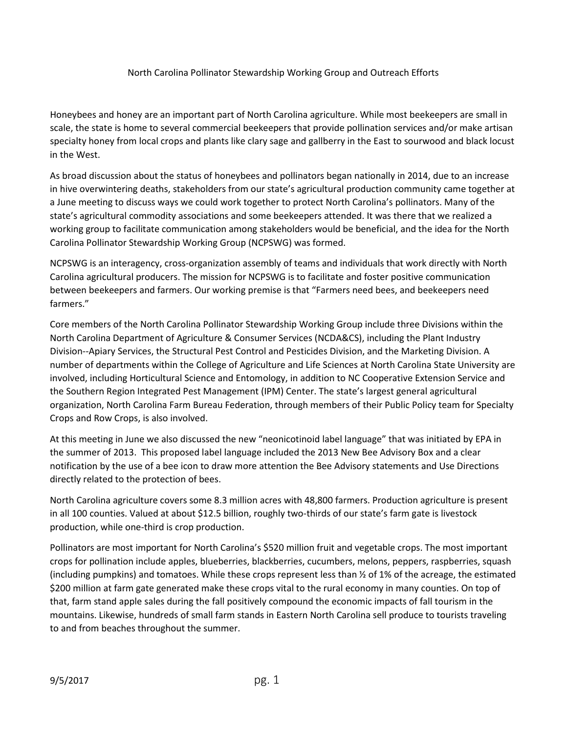# North Carolina Pollinator Stewardship Working Group and Outreach Efforts

Honeybees and honey are an important part of North Carolina agriculture. While most beekeepers are small in scale, the state is home to several commercial beekeepers that provide pollination services and/or make artisan specialty honey from local crops and plants like clary sage and gallberry in the East to sourwood and black locust in the West.

As broad discussion about the status of honeybees and pollinators began nationally in 2014, due to an increase in hive overwintering deaths, stakeholders from our state's agricultural production community came together at a June meeting to discuss ways we could work together to protect North Carolina's pollinators. Many of the state's agricultural commodity associations and some beekeepers attended. It was there that we realized a working group to facilitate communication among stakeholders would be beneficial, and the idea for the North Carolina Pollinator Stewardship Working Group (NCPSWG) was formed.

NCPSWG is an interagency, cross-organization assembly of teams and individuals that work directly with North Carolina agricultural producers. The mission for NCPSWG is to facilitate and foster positive communication between beekeepers and farmers. Our working premise is that "Farmers need bees, and beekeepers need farmers."

Core members of the North Carolina Pollinator Stewardship Working Group include three Divisions within the North Carolina Department of Agriculture & Consumer Services (NCDA&CS), including the Plant Industry Division--Apiary Services, the Structural Pest Control and Pesticides Division, and the Marketing Division. A number of departments within the College of Agriculture and Life Sciences at North Carolina State University are involved, including Horticultural Science and Entomology, in addition to NC Cooperative Extension Service and the Southern Region Integrated Pest Management (IPM) Center. The state's largest general agricultural organization, North Carolina Farm Bureau Federation, through members of their Public Policy team for Specialty Crops and Row Crops, is also involved.

At this meeting in June we also discussed the new "neonicotinoid label language" that was initiated by EPA in the summer of 2013. This proposed label language included the 2013 New Bee Advisory Box and a clear notification by the use of a bee icon to draw more attention the Bee Advisory statements and Use Directions directly related to the protection of bees.

North Carolina agriculture covers some 8.3 million acres with 48,800 farmers. Production agriculture is present in all 100 counties. Valued at about $12.5 billion, roughly two-thirds of our state's farm gate is livestock production, while one-third is crop production.

Pollinators are most important for North Carolina's $520 million fruit and vegetable crops. The most important crops for pollination include apples, blueberries, blackberries, cucumbers, melons, peppers, raspberries, squash (including pumpkins) and tomatoes. While these crops represent less than ½ of 1% of the acreage, the estimated $200 million at farm gate generated make these crops vital to the rural economy in many counties. On top of that, farm stand apple sales during the fall positively compound the economic impacts of fall tourism in the mountains. Likewise, hundreds of small farm stands in Eastern North Carolina sell produce to tourists traveling to and from beaches throughout the summer.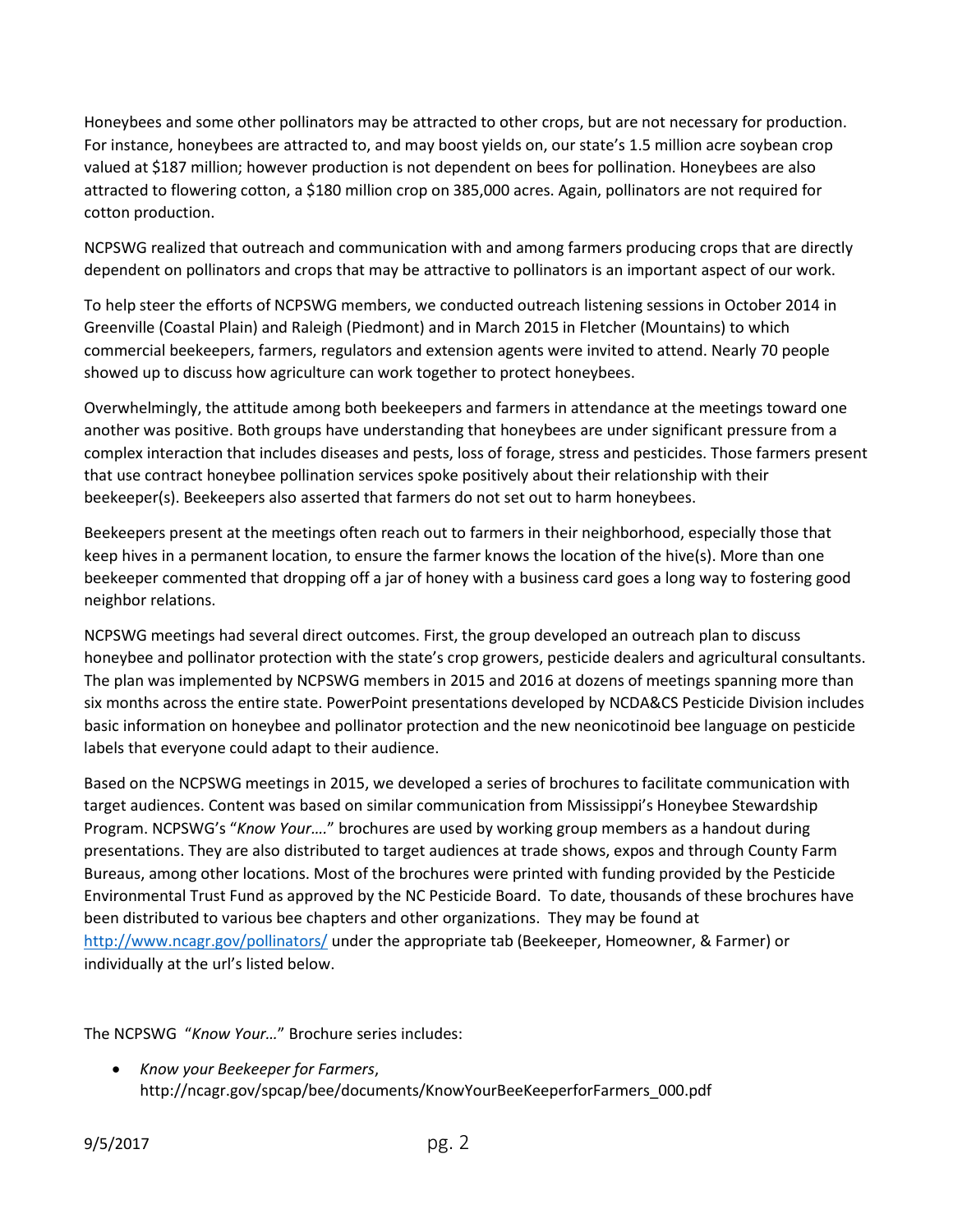Honeybees and some other pollinators may be attracted to other crops, but are not necessary for production. For instance, honeybees are attracted to, and may boost yields on, our state's 1.5 million acre soybean crop valued at $187 million; however production is not dependent on bees for pollination. Honeybees are also attracted to flowering cotton, a $180 million crop on 385,000 acres. Again, pollinators are not required for cotton production.

NCPSWG realized that outreach and communication with and among farmers producing crops that are directly dependent on pollinators and crops that may be attractive to pollinators is an important aspect of our work.

To help steer the efforts of NCPSWG members, we conducted outreach listening sessions in October 2014 in Greenville (Coastal Plain) and Raleigh (Piedmont) and in March 2015 in Fletcher (Mountains) to which commercial beekeepers, farmers, regulators and extension agents were invited to attend. Nearly 70 people showed up to discuss how agriculture can work together to protect honeybees.

Overwhelmingly, the attitude among both beekeepers and farmers in attendance at the meetings toward one another was positive. Both groups have understanding that honeybees are under significant pressure from a complex interaction that includes diseases and pests, loss of forage, stress and pesticides. Those farmers present that use contract honeybee pollination services spoke positively about their relationship with their beekeeper(s). Beekeepers also asserted that farmers do not set out to harm honeybees.

Beekeepers present at the meetings often reach out to farmers in their neighborhood, especially those that keep hives in a permanent location, to ensure the farmer knows the location of the hive(s). More than one beekeeper commented that dropping off a jar of honey with a business card goes a long way to fostering good neighbor relations.

NCPSWG meetings had several direct outcomes. First, the group developed an outreach plan to discuss honeybee and pollinator protection with the state's crop growers, pesticide dealers and agricultural consultants. The plan was implemented by NCPSWG members in 2015 and 2016 at dozens of meetings spanning more than six months across the entire state. PowerPoint presentations developed by NCDA&CS Pesticide Division includes basic information on honeybee and pollinator protection and the new neonicotinoid bee language on pesticide labels that everyone could adapt to their audience.

Based on the NCPSWG meetings in 2015, we developed a series of brochures to facilitate communication with target audiences. Content was based on similar communication from Mississippi's Honeybee Stewardship Program. NCPSWG's "*Know Your….*" brochures are used by working group members as a handout during presentations. They are also distributed to target audiences at trade shows, expos and through County Farm Bureaus, among other locations. Most of the brochures were printed with funding provided by the Pesticide Environmental Trust Fund as approved by the NC Pesticide Board. To date, thousands of these brochures have been distributed to various bee chapters and other organizations. They may be found at [http://www.ncagr.gov/pollinators/](http://www.ncagr.gov/pollinators/) under the appropriate tab (Beekeeper, Homeowner, & Farmer) or individually at the url's listed below.

The NCPSWG "*Know Your…*" Brochure series includes:

- *Know your Beekeeper for Farmers*, http://ncagr.gov/spcap/bee/documents/KnowYourBeeKeeperforFarmers_000.pdf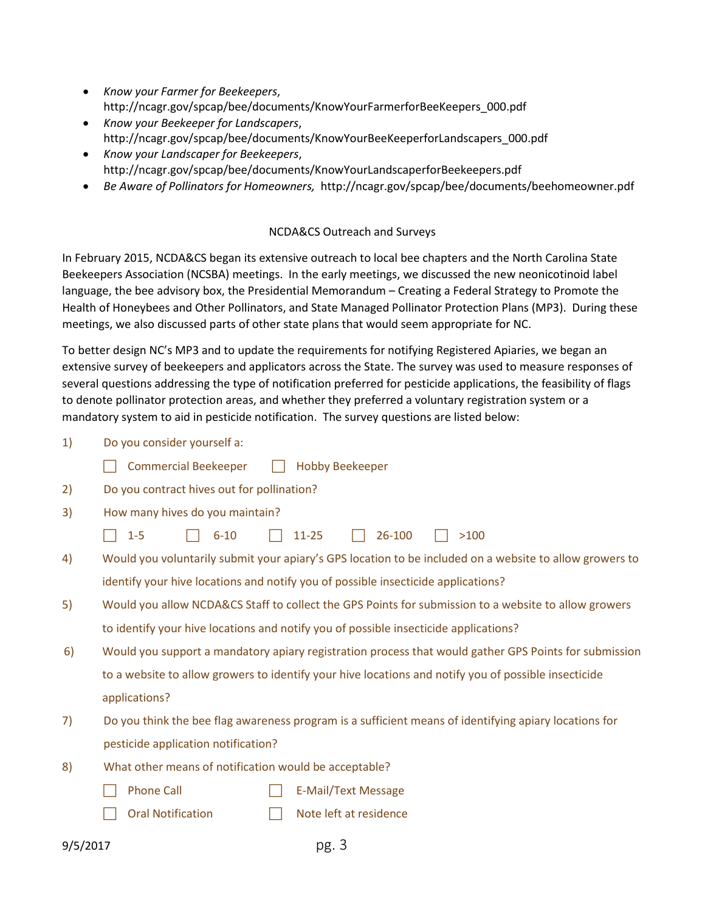- *Know your Farmer for Beekeepers*, http://ncagr.gov/spcap/bee/documents/KnowYourFarmerforBeeKeepers_000.pdf
- *Know your Beekeeper for Landscapers*, http://ncagr.gov/spcap/bee/documents/KnowYourBeeKeeperforLandscapers_000.pdf
- *Know your Landscaper for Beekeepers*, http://ncagr.gov/spcap/bee/documents/KnowYourLandscaperforBeekeepers.pdf
- *Be Aware of Pollinators for Homeowners,* http://ncagr.gov/spcap/bee/documents/beehomeowner.pdf

## NCDA&CS Outreach and Surveys

In February 2015, NCDA&CS began its extensive outreach to local bee chapters and the North Carolina State Beekeepers Association (NCSBA) meetings. In the early meetings, we discussed the new neonicotinoid label language, the bee advisory box, the Presidential Memorandum – Creating a Federal Strategy to Promote the Health of Honeybees and Other Pollinators, and State Managed Pollinator Protection Plans (MP3). During these meetings, we also discussed parts of other state plans that would seem appropriate for NC.

To better design NC's MP3 and to update the requirements for notifying Registered Apiaries, we began an extensive survey of beekeepers and applicators across the State. The survey was used to measure responses of several questions addressing the type of notification preferred for pesticide applications, the feasibility of flags to denote pollinator protection areas, and whether they preferred a voluntary registration system or a mandatory system to aid in pesticide notification. The survey questions are listed below:

1) Do you consider yourself a:

   ☐ Commercial Beekeeper ☐ Hobby Beekeeper

2) Do you contract hives out for pollination?

3) How many hives do you maintain?

   ☐ 1-5 ☐ 6-10 ☐ 11-25 ☐ 26-100 ☐ >100

4) Would you voluntarily submit your apiary's GPS location to be included on a website to allow growers to identify your hive locations and notify you of possible insecticide applications?

5) Would you allow NCDA&CS Staff to collect the GPS Points for submission to a website to allow growers to identify your hive locations and notify you of possible insecticide applications?

6) Would you support a mandatory apiary registration process that would gather GPS Points for submission to a website to allow growers to identify your hive locations and notify you of possible insecticide applications?

7) Do you think the bee flag awareness program is a sufficient means of identifying apiary locations for pesticide application notification?

8) What other means of notification would be acceptable?

   ☐ Phone Call ☐ E-Mail/Text Message

   ☐ Oral Notification ☐ Note left at residence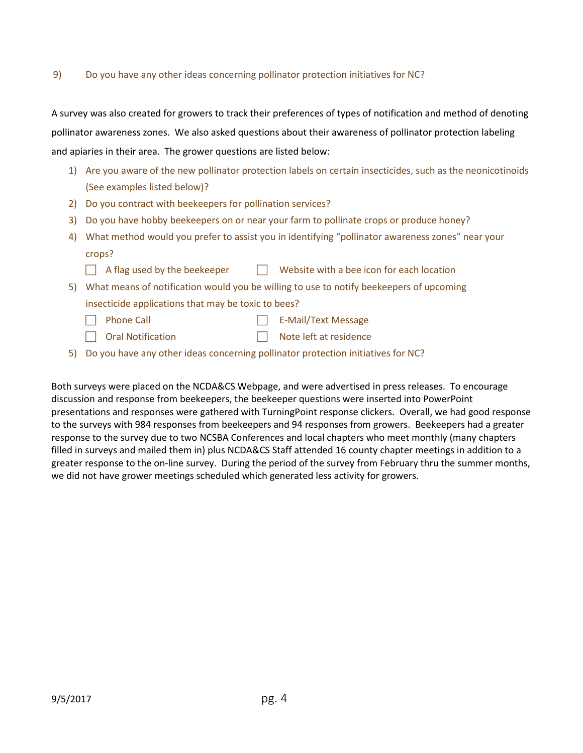9) Do you have any other ideas concerning pollinator protection initiatives for NC?

A survey was also created for growers to track their preferences of types of notification and method of denoting pollinator awareness zones. We also asked questions about their awareness of pollinator protection labeling and apiaries in their area. The grower questions are listed below:

1) Are you aware of the new pollinator protection labels on certain insecticides, such as the neonicotinoids (See examples listed below)?
2) Do you contract with beekeepers for pollination services?
3) Do you have hobby beekeepers on or near your farm to pollinate crops or produce honey?
4) What method would you prefer to assist you in identifying "pollinator awareness zones" near your crops?
   - ☐ A flag used by the beekeeper
   - ☐ Website with a bee icon for each location
5) What means of notification would you be willing to use to notify beekeepers of upcoming insecticide applications that may be toxic to bees?
   - ☐ Phone Call
   - ☐ E-Mail/Text Message
   - ☐ Oral Notification
   - ☐ Note left at residence
5) Do you have any other ideas concerning pollinator protection initiatives for NC?

Both surveys were placed on the NCDA&CS Webpage, and were advertised in press releases. To encourage discussion and response from beekeepers, the beekeeper questions were inserted into PowerPoint presentations and responses were gathered with TurningPoint response clickers. Overall, we had good response to the surveys with 984 responses from beekeepers and 94 responses from growers. Beekeepers had a greater response to the survey due to two NCSBA Conferences and local chapters who meet monthly (many chapters filled in surveys and mailed them in) plus NCDA&CS Staff attended 16 county chapter meetings in addition to a greater response to the on-line survey. During the period of the survey from February thru the summer months, we did not have grower meetings scheduled which generated less activity for growers.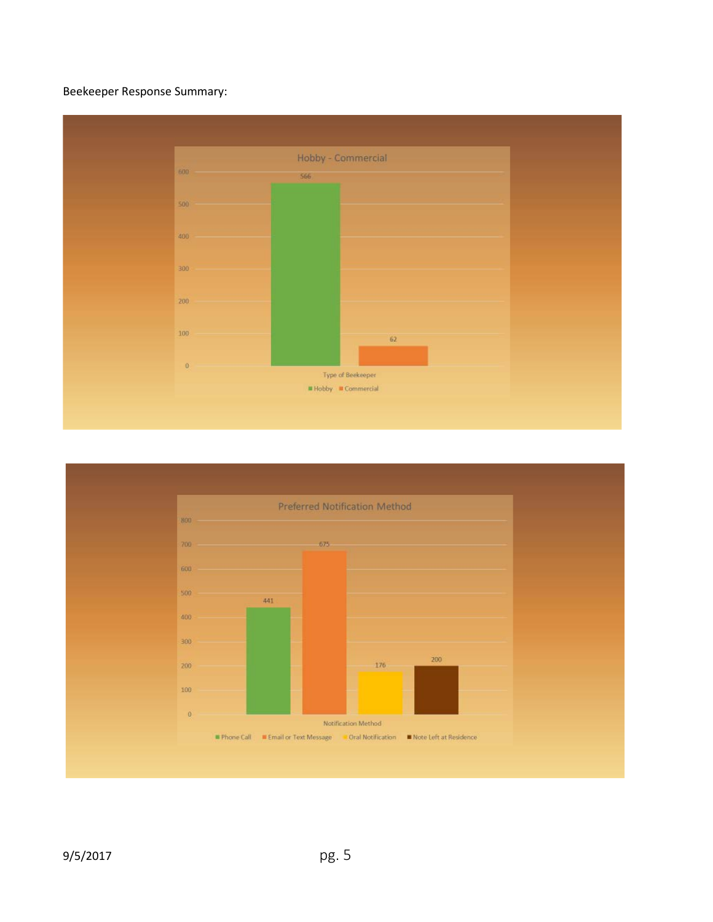Beekeeper Response Summary:

**Hobby - Commercial**

| Type of Beekeeper | Count |
|---|---|
| Hobby | 566 |
| Commercial | 62 |

**Preferred Notification Method**

| Notification Method | Count |
|---|---|
| Phone Call | 441 |
| Email or Text Message | 675 |
| Oral Notification | 176 |
| Note Left at Residence | 200 |

9/5/2017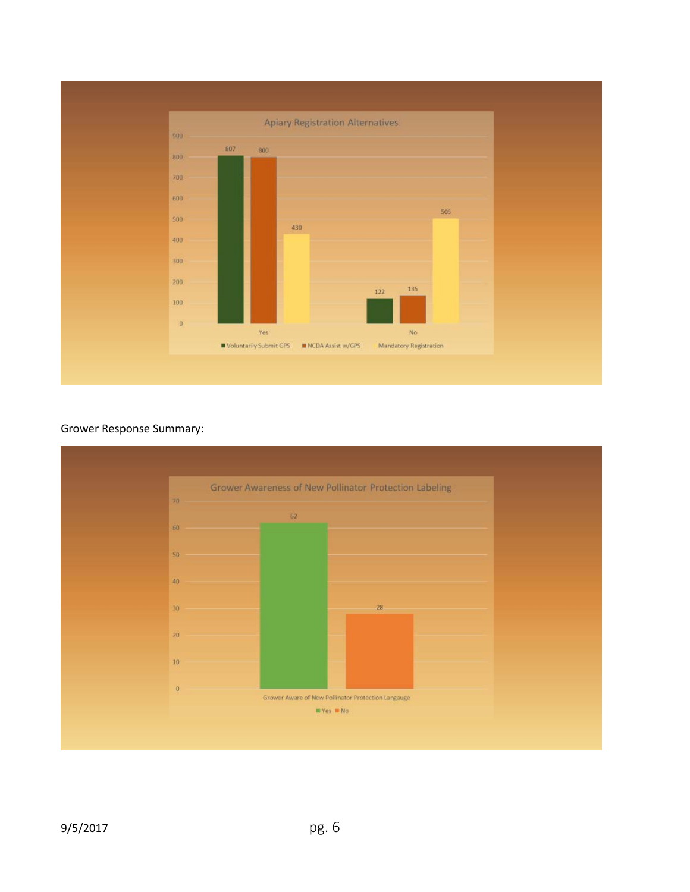**Apiary Registration Alternatives**

| | Voluntarily Submit GPS | NCDA Assist w/GPS | Mandatory Registration |
|---|---|---|---|
| Yes | 807 | 800 | 430 |
| No | 122 | 135 | 505 |

Grower Response Summary:

**Grower Awareness of New Pollinator Protection Labeling**

| | Yes | No |
|---|---|---|
| Grower Aware of New Pollinator Protection Langauge | 62 | 28 |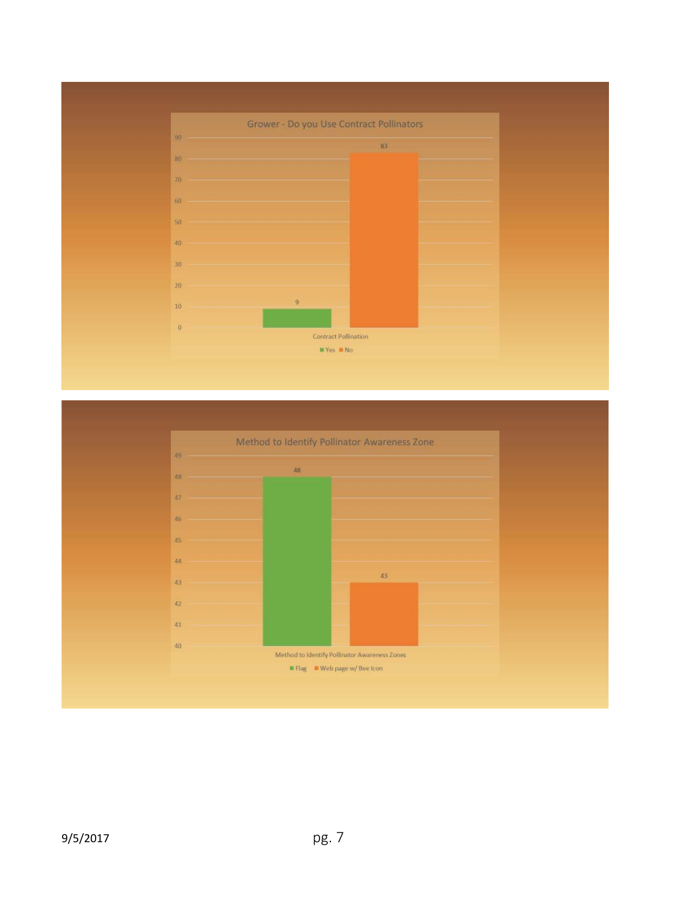**Grower - Do you Use Contract Pollinators**

| Contract Pollination | Yes | No |
|---|---|---|
| Count | 9 | 83 |

**Method to Identify Pollinator Awareness Zone**

| Method to Identify Pollinator Awareness Zones | Flag | Web page w/ Bee Icon |
|---|---|---|
| Count | 48 | 43 |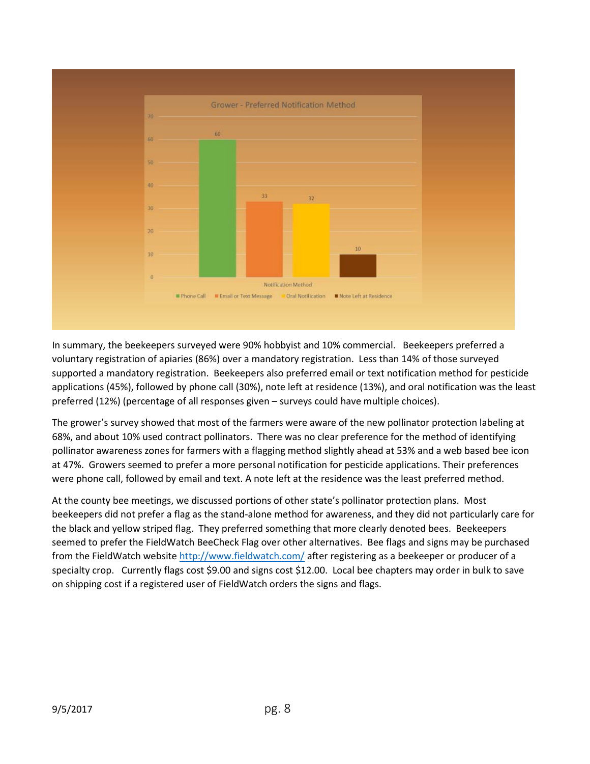**Grower - Preferred Notification Method**

| Notification Method | Count |
| --- | --- |
| Phone Call | 60 |
| Email or Text Message | 33 |
| Oral Notification | 32 |
| Note Left at Residence | 10 |

In summary, the beekeepers surveyed were 90% hobbyist and 10% commercial. Beekeepers preferred a voluntary registration of apiaries (86%) over a mandatory registration. Less than 14% of those surveyed supported a mandatory registration. Beekeepers also preferred email or text notification method for pesticide applications (45%), followed by phone call (30%), note left at residence (13%), and oral notification was the least preferred (12%) (percentage of all responses given – surveys could have multiple choices).

The grower's survey showed that most of the farmers were aware of the new pollinator protection labeling at 68%, and about 10% used contract pollinators. There was no clear preference for the method of identifying pollinator awareness zones for farmers with a flagging method slightly ahead at 53% and a web based bee icon at 47%. Growers seemed to prefer a more personal notification for pesticide applications. Their preferences were phone call, followed by email and text. A note left at the residence was the least preferred method.

At the county bee meetings, we discussed portions of other state's pollinator protection plans. Most beekeepers did not prefer a flag as the stand-alone method for awareness, and they did not particularly care for the black and yellow striped flag. They preferred something that more clearly denoted bees. Beekeepers seemed to prefer the FieldWatch BeeCheck Flag over other alternatives. Bee flags and signs may be purchased from the FieldWatch website http://www.fieldwatch.com/ after registering as a beekeeper or producer of a specialty crop. Currently flags cost $9.00 and signs cost $12.00. Local bee chapters may order in bulk to save on shipping cost if a registered user of FieldWatch orders the signs and flags.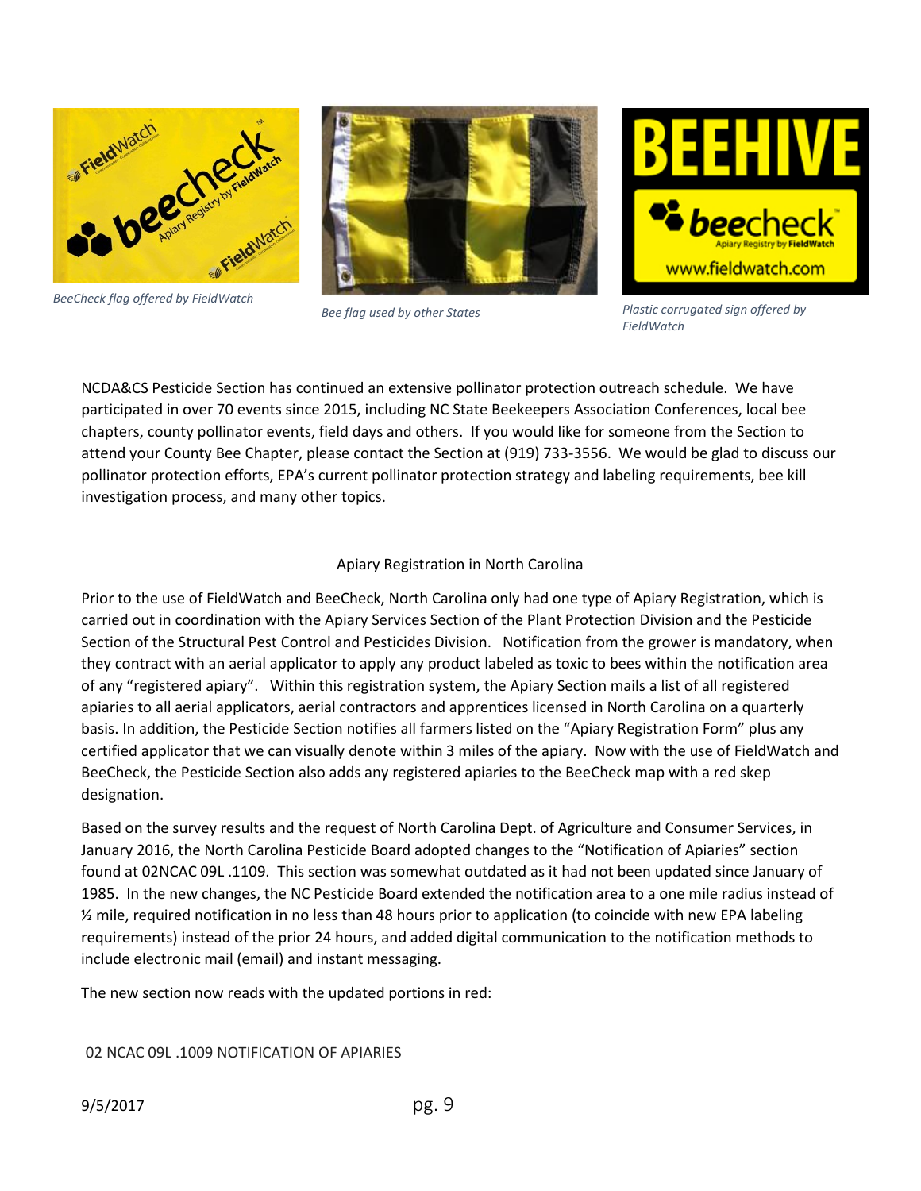*BeeCheck flag offered by FieldWatch*

*Bee flag used by other States*

*Plastic corrugated sign offered by FieldWatch*

NCDA&CS Pesticide Section has continued an extensive pollinator protection outreach schedule. We have participated in over 70 events since 2015, including NC State Beekeepers Association Conferences, local bee chapters, county pollinator events, field days and others. If you would like for someone from the Section to attend your County Bee Chapter, please contact the Section at (919) 733-3556. We would be glad to discuss our pollinator protection efforts, EPA's current pollinator protection strategy and labeling requirements, bee kill investigation process, and many other topics.

## Apiary Registration in North Carolina

Prior to the use of FieldWatch and BeeCheck, North Carolina only had one type of Apiary Registration, which is carried out in coordination with the Apiary Services Section of the Plant Protection Division and the Pesticide Section of the Structural Pest Control and Pesticides Division. Notification from the grower is mandatory, when they contract with an aerial applicator to apply any product labeled as toxic to bees within the notification area of any "registered apiary". Within this registration system, the Apiary Section mails a list of all registered apiaries to all aerial applicators, aerial contractors and apprentices licensed in North Carolina on a quarterly basis. In addition, the Pesticide Section notifies all farmers listed on the "Apiary Registration Form" plus any certified applicator that we can visually denote within 3 miles of the apiary. Now with the use of FieldWatch and BeeCheck, the Pesticide Section also adds any registered apiaries to the BeeCheck map with a red skep designation.

Based on the survey results and the request of North Carolina Dept. of Agriculture and Consumer Services, in January 2016, the North Carolina Pesticide Board adopted changes to the "Notification of Apiaries" section found at 02NCAC 09L .1109. This section was somewhat outdated as it had not been updated since January of 1985. In the new changes, the NC Pesticide Board extended the notification area to a one mile radius instead of ½ mile, required notification in no less than 48 hours prior to application (to coincide with new EPA labeling requirements) instead of the prior 24 hours, and added digital communication to the notification methods to include electronic mail (email) and instant messaging.

The new section now reads with the updated portions in red:

02 NCAC 09L .1009 NOTIFICATION OF APIARIES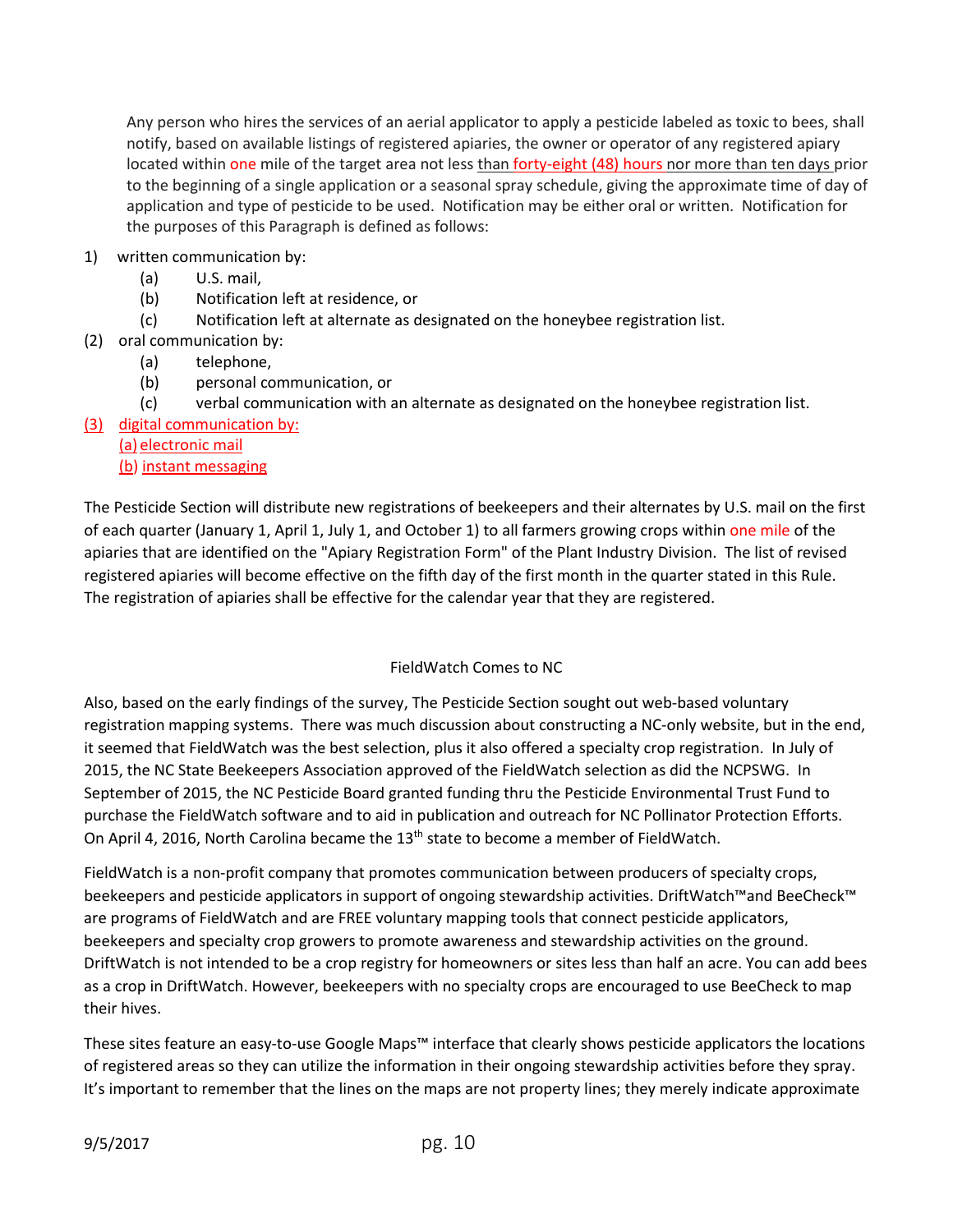Any person who hires the services of an aerial applicator to apply a pesticide labeled as toxic to bees, shall notify, based on available listings of registered apiaries, the owner or operator of any registered apiary located within one mile of the target area not less than forty-eight (48) hours nor more than ten days prior to the beginning of a single application or a seasonal spray schedule, giving the approximate time of day of application and type of pesticide to be used. Notification may be either oral or written. Notification for the purposes of this Paragraph is defined as follows:

1) written communication by:
   - (a) U.S. mail,
   - (b) Notification left at residence, or
   - (c) Notification left at alternate as designated on the honeybee registration list.

(2) oral communication by:
   - (a) telephone,
   - (b) personal communication, or
   - (c) verbal communication with an alternate as designated on the honeybee registration list.

(3) digital communication by:
   - (a) electronic mail
   - (b) instant messaging

The Pesticide Section will distribute new registrations of beekeepers and their alternates by U.S. mail on the first of each quarter (January 1, April 1, July 1, and October 1) to all farmers growing crops within one mile of the apiaries that are identified on the "Apiary Registration Form" of the Plant Industry Division. The list of revised registered apiaries will become effective on the fifth day of the first month in the quarter stated in this Rule. The registration of apiaries shall be effective for the calendar year that they are registered.

## FieldWatch Comes to NC

Also, based on the early findings of the survey, The Pesticide Section sought out web-based voluntary registration mapping systems. There was much discussion about constructing a NC-only website, but in the end, it seemed that FieldWatch was the best selection, plus it also offered a specialty crop registration. In July of 2015, the NC State Beekeepers Association approved of the FieldWatch selection as did the NCPSWG. In September of 2015, the NC Pesticide Board granted funding thru the Pesticide Environmental Trust Fund to purchase the FieldWatch software and to aid in publication and outreach for NC Pollinator Protection Efforts. On April 4, 2016, North Carolina became the 13th state to become a member of FieldWatch.

FieldWatch is a non-profit company that promotes communication between producers of specialty crops, beekeepers and pesticide applicators in support of ongoing stewardship activities. DriftWatch™and BeeCheck™ are programs of FieldWatch and are FREE voluntary mapping tools that connect pesticide applicators, beekeepers and specialty crop growers to promote awareness and stewardship activities on the ground. DriftWatch is not intended to be a crop registry for homeowners or sites less than half an acre. You can add bees as a crop in DriftWatch. However, beekeepers with no specialty crops are encouraged to use BeeCheck to map their hives.

These sites feature an easy-to-use Google Maps™ interface that clearly shows pesticide applicators the locations of registered areas so they can utilize the information in their ongoing stewardship activities before they spray. It's important to remember that the lines on the maps are not property lines; they merely indicate approximate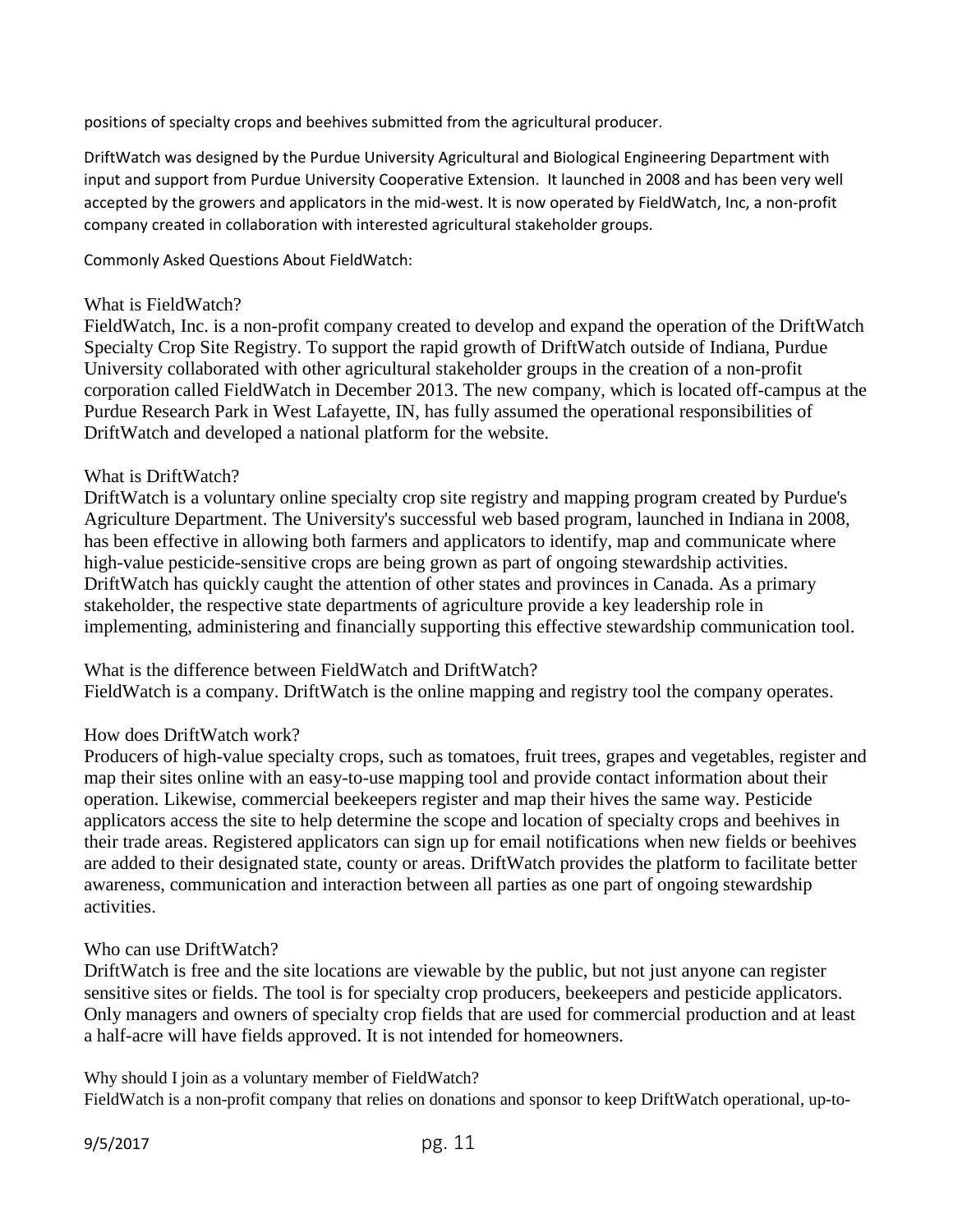positions of specialty crops and beehives submitted from the agricultural producer.

DriftWatch was designed by the Purdue University Agricultural and Biological Engineering Department with input and support from Purdue University Cooperative Extension. It launched in 2008 and has been very well accepted by the growers and applicators in the mid-west. It is now operated by FieldWatch, Inc, a non-profit company created in collaboration with interested agricultural stakeholder groups.

Commonly Asked Questions About FieldWatch:

What is FieldWatch?
FieldWatch, Inc. is a non-profit company created to develop and expand the operation of the DriftWatch Specialty Crop Site Registry. To support the rapid growth of DriftWatch outside of Indiana, Purdue University collaborated with other agricultural stakeholder groups in the creation of a non-profit corporation called FieldWatch in December 2013. The new company, which is located off-campus at the Purdue Research Park in West Lafayette, IN, has fully assumed the operational responsibilities of DriftWatch and developed a national platform for the website.

What is DriftWatch?
DriftWatch is a voluntary online specialty crop site registry and mapping program created by Purdue's Agriculture Department. The University's successful web based program, launched in Indiana in 2008, has been effective in allowing both farmers and applicators to identify, map and communicate where high-value pesticide-sensitive crops are being grown as part of ongoing stewardship activities. DriftWatch has quickly caught the attention of other states and provinces in Canada. As a primary stakeholder, the respective state departments of agriculture provide a key leadership role in implementing, administering and financially supporting this effective stewardship communication tool.

What is the difference between FieldWatch and DriftWatch?
FieldWatch is a company. DriftWatch is the online mapping and registry tool the company operates.

How does DriftWatch work?
Producers of high-value specialty crops, such as tomatoes, fruit trees, grapes and vegetables, register and map their sites online with an easy-to-use mapping tool and provide contact information about their operation. Likewise, commercial beekeepers register and map their hives the same way. Pesticide applicators access the site to help determine the scope and location of specialty crops and beehives in their trade areas. Registered applicators can sign up for email notifications when new fields or beehives are added to their designated state, county or areas. DriftWatch provides the platform to facilitate better awareness, communication and interaction between all parties as one part of ongoing stewardship activities.

Who can use DriftWatch?
DriftWatch is free and the site locations are viewable by the public, but not just anyone can register sensitive sites or fields. The tool is for specialty crop producers, beekeepers and pesticide applicators. Only managers and owners of specialty crop fields that are used for commercial production and at least a half-acre will have fields approved. It is not intended for homeowners.

Why should I join as a voluntary member of FieldWatch?
FieldWatch is a non-profit company that relies on donations and sponsor to keep DriftWatch operational, up-to-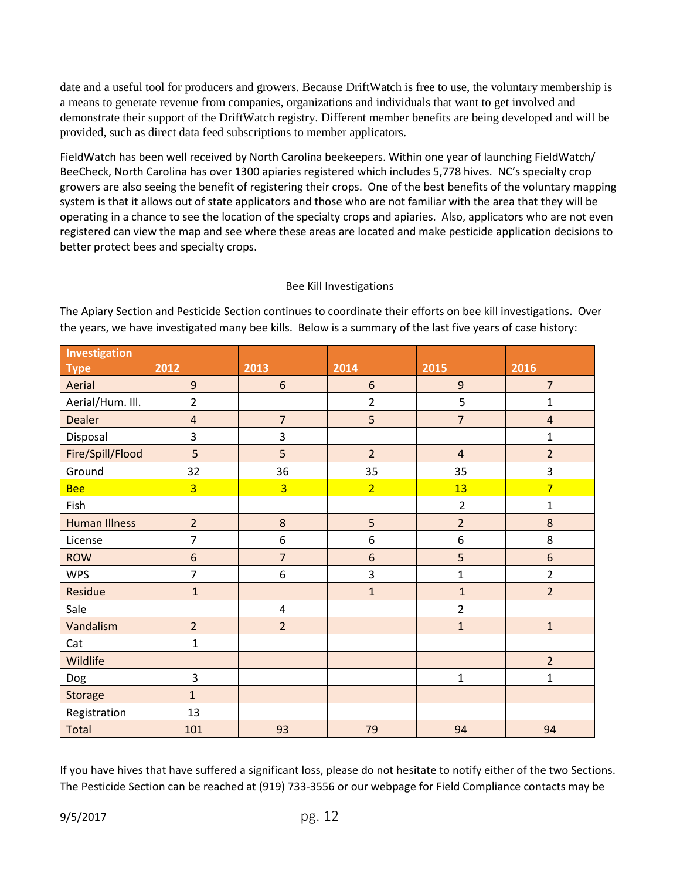date and a useful tool for producers and growers. Because DriftWatch is free to use, the voluntary membership is a means to generate revenue from companies, organizations and individuals that want to get involved and demonstrate their support of the DriftWatch registry. Different member benefits are being developed and will be provided, such as direct data feed subscriptions to member applicators.

FieldWatch has been well received by North Carolina beekeepers. Within one year of launching FieldWatch/ BeeCheck, North Carolina has over 1300 apiaries registered which includes 5,778 hives. NC's specialty crop growers are also seeing the benefit of registering their crops. One of the best benefits of the voluntary mapping system is that it allows out of state applicators and those who are not familiar with the area that they will be operating in a chance to see the location of the specialty crops and apiaries. Also, applicators who are not even registered can view the map and see where these areas are located and make pesticide application decisions to better protect bees and specialty crops.

## Bee Kill Investigations

The Apiary Section and Pesticide Section continues to coordinate their efforts on bee kill investigations. Over the years, we have investigated many bee kills. Below is a summary of the last five years of case history:

| Investigation Type | 2012 | 2013 | 2014 | 2015 | 2016 |
|---|---|---|---|---|---|
| Aerial | 9 | 6 | 6 | 9 | 7 |
| Aerial/Hum. Ill. | 2 | | 2 | 5 | 1 |
| Dealer | 4 | 7 | 5 | 7 | 4 |
| Disposal | 3 | 3 | | | 1 |
| Fire/Spill/Flood | 5 | 5 | 2 | 4 | 2 |
| Ground | 32 | 36 | 35 | 35 | 3 |
| Bee | 3 | 3 | 2 | 13 | 7 |
| Fish | | | | 2 | 1 |
| Human Illness | 2 | 8 | 5 | 2 | 8 |
| License | 7 | 6 | 6 | 6 | 8 |
| ROW | 6 | 7 | 6 | 5 | 6 |
| WPS | 7 | 6 | 3 | 1 | 2 |
| Residue | 1 | | 1 | 1 | 2 |
| Sale | | 4 | | 2 | |
| Vandalism | 2 | 2 | | 1 | 1 |
| Cat | 1 | | | | |
| Wildlife | | | | | 2 |
| Dog | 3 | | | 1 | 1 |
| Storage | 1 | | | | |
| Registration | 13 | | | | |
| Total | 101 | 93 | 79 | 94 | 94 |

If you have hives that have suffered a significant loss, please do not hesitate to notify either of the two Sections. The Pesticide Section can be reached at (919) 733-3556 or our webpage for Field Compliance contacts may be

9/5/2017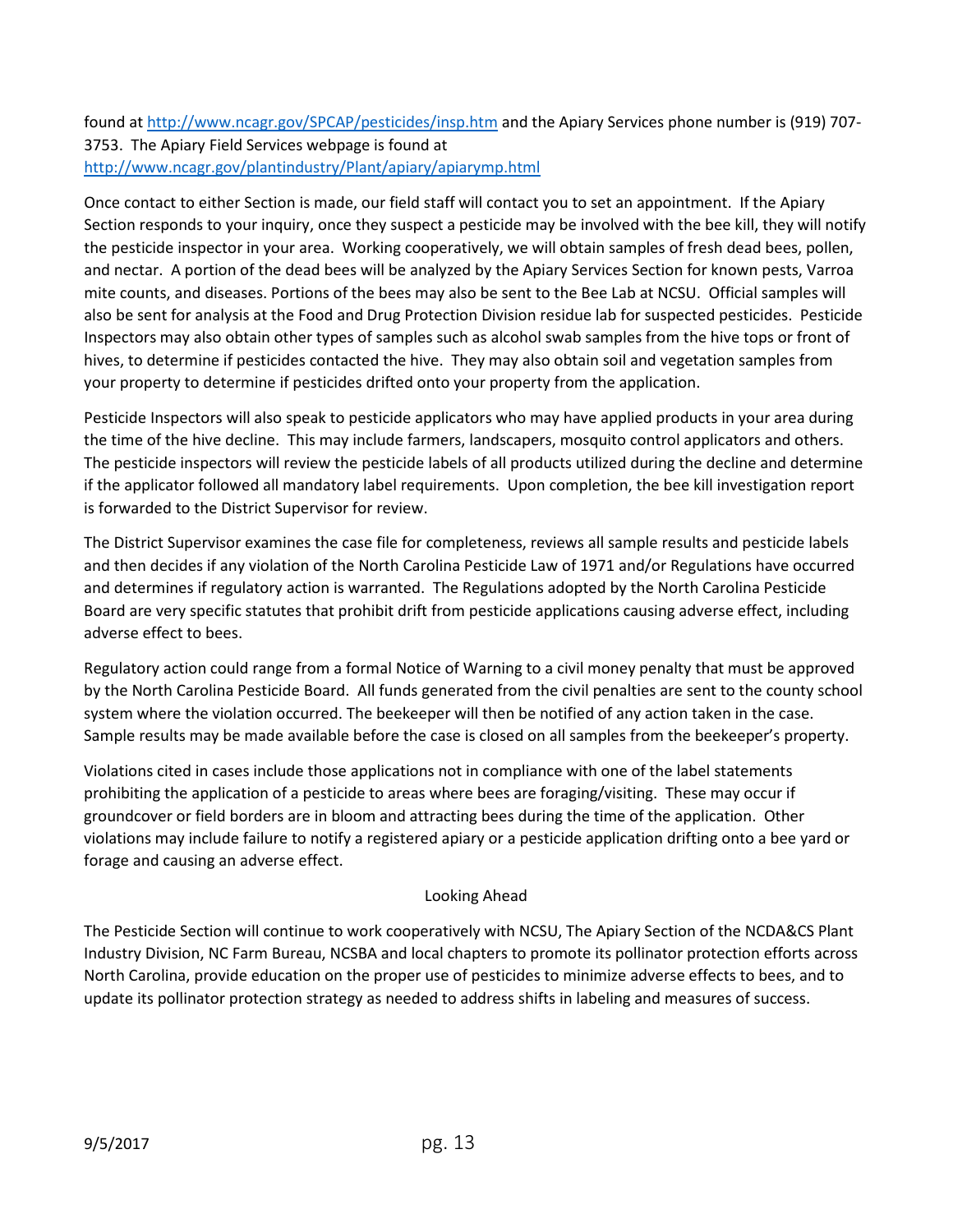found at http://www.ncagr.gov/SPCAP/pesticides/insp.htm and the Apiary Services phone number is (919) 707-3753. The Apiary Field Services webpage is found at http://www.ncagr.gov/plantindustry/Plant/apiary/apiarymp.html

Once contact to either Section is made, our field staff will contact you to set an appointment. If the Apiary Section responds to your inquiry, once they suspect a pesticide may be involved with the bee kill, they will notify the pesticide inspector in your area. Working cooperatively, we will obtain samples of fresh dead bees, pollen, and nectar. A portion of the dead bees will be analyzed by the Apiary Services Section for known pests, Varroa mite counts, and diseases. Portions of the bees may also be sent to the Bee Lab at NCSU. Official samples will also be sent for analysis at the Food and Drug Protection Division residue lab for suspected pesticides. Pesticide Inspectors may also obtain other types of samples such as alcohol swab samples from the hive tops or front of hives, to determine if pesticides contacted the hive. They may also obtain soil and vegetation samples from your property to determine if pesticides drifted onto your property from the application.

Pesticide Inspectors will also speak to pesticide applicators who may have applied products in your area during the time of the hive decline. This may include farmers, landscapers, mosquito control applicators and others. The pesticide inspectors will review the pesticide labels of all products utilized during the decline and determine if the applicator followed all mandatory label requirements. Upon completion, the bee kill investigation report is forwarded to the District Supervisor for review.

The District Supervisor examines the case file for completeness, reviews all sample results and pesticide labels and then decides if any violation of the North Carolina Pesticide Law of 1971 and/or Regulations have occurred and determines if regulatory action is warranted. The Regulations adopted by the North Carolina Pesticide Board are very specific statutes that prohibit drift from pesticide applications causing adverse effect, including adverse effect to bees.

Regulatory action could range from a formal Notice of Warning to a civil money penalty that must be approved by the North Carolina Pesticide Board. All funds generated from the civil penalties are sent to the county school system where the violation occurred. The beekeeper will then be notified of any action taken in the case. Sample results may be made available before the case is closed on all samples from the beekeeper's property.

Violations cited in cases include those applications not in compliance with one of the label statements prohibiting the application of a pesticide to areas where bees are foraging/visiting. These may occur if groundcover or field borders are in bloom and attracting bees during the time of the application. Other violations may include failure to notify a registered apiary or a pesticide application drifting onto a bee yard or forage and causing an adverse effect.

## Looking Ahead

The Pesticide Section will continue to work cooperatively with NCSU, The Apiary Section of the NCDA&CS Plant Industry Division, NC Farm Bureau, NCSBA and local chapters to promote its pollinator protection efforts across North Carolina, provide education on the proper use of pesticides to minimize adverse effects to bees, and to update its pollinator protection strategy as needed to address shifts in labeling and measures of success.